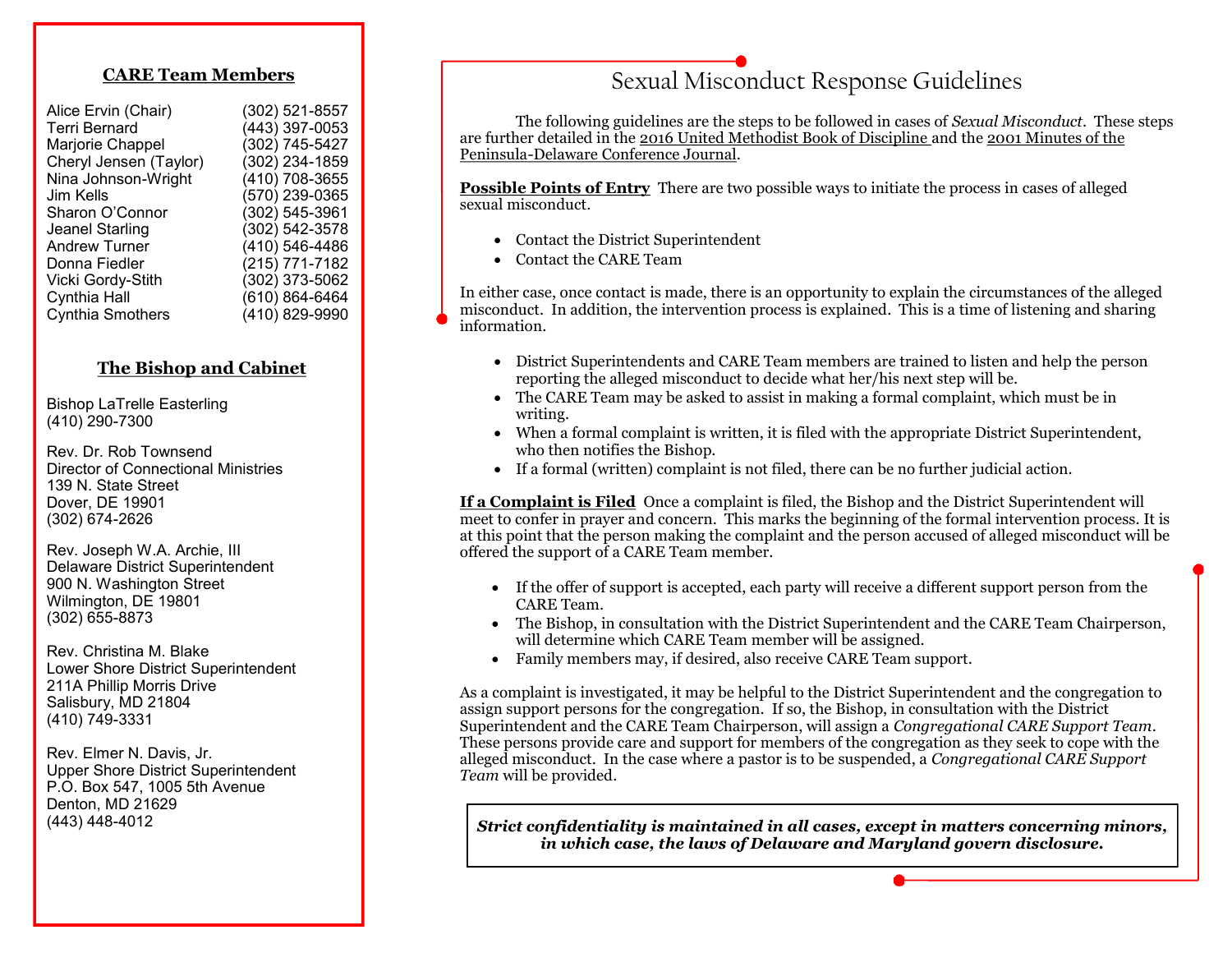## CARE Team Members

| | |
|---|---|
| Alice Ervin (Chair) | (302) 521-8557 |
| Terri Bernard | (443) 397-0053 |
| Marjorie Chappel | (302) 745-5427 |
| Cheryl Jensen (Taylor) | (302) 234-1859 |
| Nina Johnson-Wright | (410) 708-3655 |
| Jim Kells | (570) 239-0365 |
| Sharon O'Connor | (302) 545-3961 |
| Jeanel Starling | (302) 542-3578 |
| Andrew Turner | (410) 546-4486 |
| Donna Fiedler | (215) 771-7182 |
| Vicki Gordy-Stith | (302) 373-5062 |
| Cynthia Hall | (610) 864-6464 |
| Cynthia Smothers | (410) 829-9990 |

## The Bishop and Cabinet

Bishop LaTrelle Easterling
(410) 290-7300

Rev. Dr. Rob Townsend
Director of Connectional Ministries
139 N. State Street
Dover, DE 19901
(302) 674-2626

Rev. Joseph W.A. Archie, III
Delaware District Superintendent
900 N. Washington Street
Wilmington, DE 19801
(302) 655-8873

Rev. Christina M. Blake
Lower Shore District Superintendent
211A Phillip Morris Drive
Salisbury, MD 21804
(410) 749-3331

Rev. Elmer N. Davis, Jr.
Upper Shore District Superintendent
P.O. Box 547, 1005 5th Avenue
Denton, MD 21629
(443) 448-4012

# Sexual Misconduct Response Guidelines

The following guidelines are the steps to be followed in cases of *Sexual Misconduct*. These steps are further detailed in the 2016 United Methodist Book of Discipline and the 2001 Minutes of the Peninsula-Delaware Conference Journal.

**Possible Points of Entry** There are two possible ways to initiate the process in cases of alleged sexual misconduct.

- Contact the District Superintendent
- Contact the CARE Team

In either case, once contact is made, there is an opportunity to explain the circumstances of the alleged misconduct. In addition, the intervention process is explained. This is a time of listening and sharing information.

- District Superintendents and CARE Team members are trained to listen and help the person reporting the alleged misconduct to decide what her/his next step will be.
- The CARE Team may be asked to assist in making a formal complaint, which must be in writing.
- When a formal complaint is written, it is filed with the appropriate District Superintendent, who then notifies the Bishop.
- If a formal (written) complaint is not filed, there can be no further judicial action.

**If a Complaint is Filed** Once a complaint is filed, the Bishop and the District Superintendent will meet to confer in prayer and concern. This marks the beginning of the formal intervention process. It is at this point that the person making the complaint and the person accused of alleged misconduct will be offered the support of a CARE Team member.

- If the offer of support is accepted, each party will receive a different support person from the CARE Team.
- The Bishop, in consultation with the District Superintendent and the CARE Team Chairperson, will determine which CARE Team member will be assigned.
- Family members may, if desired, also receive CARE Team support.

As a complaint is investigated, it may be helpful to the District Superintendent and the congregation to assign support persons for the congregation. If so, the Bishop, in consultation with the District Superintendent and the CARE Team Chairperson, will assign a *Congregational CARE Support Team*. These persons provide care and support for members of the congregation as they seek to cope with the alleged misconduct. In the case where a pastor is to be suspended, a *Congregational CARE Support Team* will be provided.

***Strict confidentiality is maintained in all cases, except in matters concerning minors, in which case, the laws of Delaware and Maryland govern disclosure.***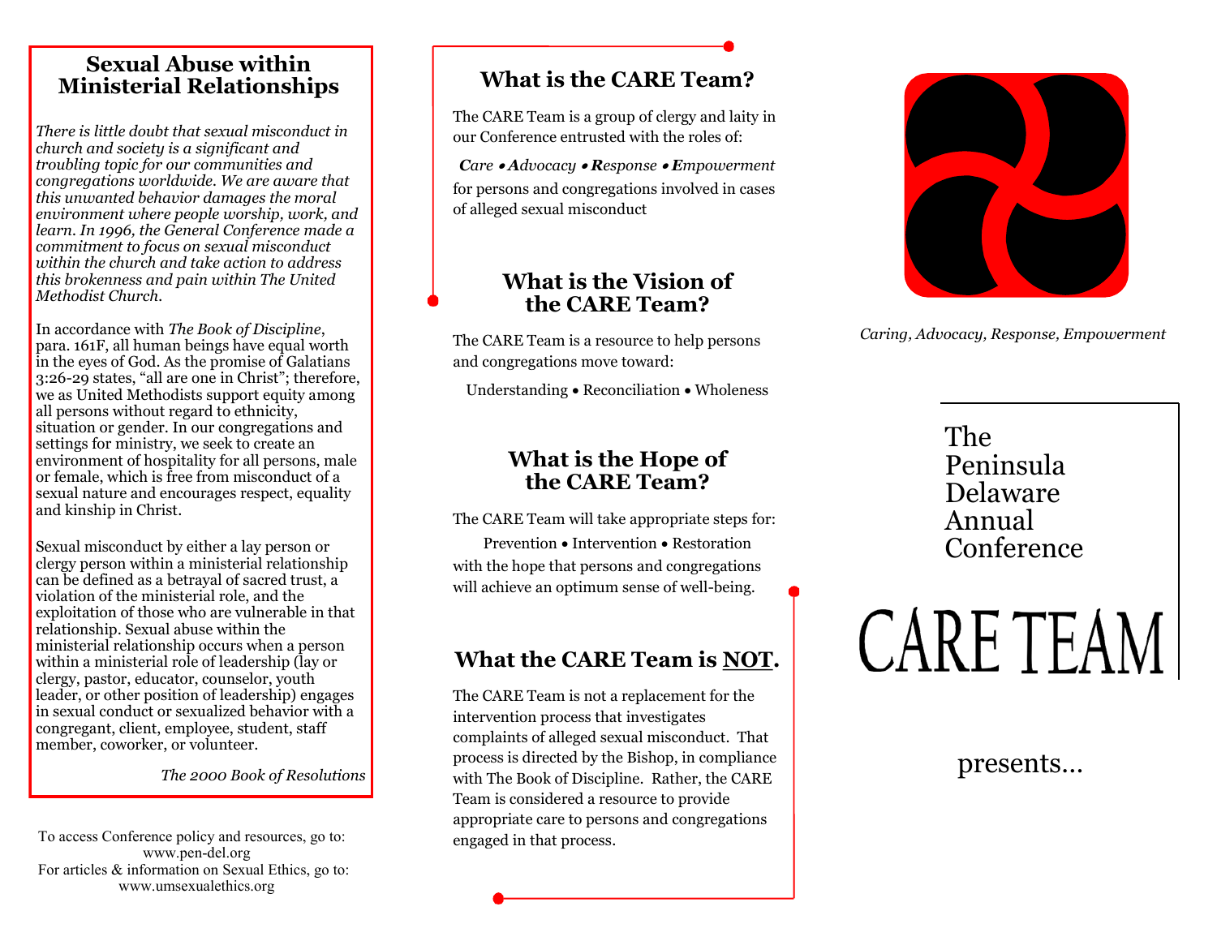## Sexual Abuse within Ministerial Relationships

*There is little doubt that sexual misconduct in church and society is a significant and troubling topic for our communities and congregations worldwide. We are aware that this unwanted behavior damages the moral environment where people worship, work, and learn. In 1996, the General Conference made a commitment to focus on sexual misconduct within the church and take action to address this brokenness and pain within The United Methodist Church.*

In accordance with *The Book of Discipline*, para. 161F, all human beings have equal worth in the eyes of God. As the promise of Galatians 3:26-29 states, "all are one in Christ"; therefore, we as United Methodists support equity among all persons without regard to ethnicity, situation or gender. In our congregations and settings for ministry, we seek to create an environment of hospitality for all persons, male or female, which is free from misconduct of a sexual nature and encourages respect, equality and kinship in Christ.

Sexual misconduct by either a lay person or clergy person within a ministerial relationship can be defined as a betrayal of sacred trust, a violation of the ministerial role, and the exploitation of those who are vulnerable in that relationship. Sexual abuse within the ministerial relationship occurs when a person within a ministerial role of leadership (lay or clergy, pastor, educator, counselor, youth leader, or other position of leadership) engages in sexual conduct or sexualized behavior with a congregant, client, employee, student, staff member, coworker, or volunteer.

*The 2000 Book of Resolutions*

To access Conference policy and resources, go to: www.pen-del.org
For articles & information on Sexual Ethics, go to: www.umsexualethics.org

## What is the CARE Team?

The CARE Team is a group of clergy and laity in our Conference entrusted with the roles of:

***C**are • **A**dvocacy • **R**esponse • **E**mpowerment*

for persons and congregations involved in cases of alleged sexual misconduct

## What is the Vision of the CARE Team?

The CARE Team is a resource to help persons and congregations move toward:

Understanding • Reconciliation • Wholeness

## What is the Hope of the CARE Team?

The CARE Team will take appropriate steps for:

Prevention • Intervention • Restoration

with the hope that persons and congregations will achieve an optimum sense of well-being.

## What the CARE Team is NOT.

The CARE Team is not a replacement for the intervention process that investigates complaints of alleged sexual misconduct. That process is directed by the Bishop, in compliance with The Book of Discipline. Rather, the CARE Team is considered a resource to provide appropriate care to persons and congregations engaged in that process.

*Caring, Advocacy, Response, Empowerment*

The Peninsula Delaware Annual Conference

# CARE TEAM

presents...